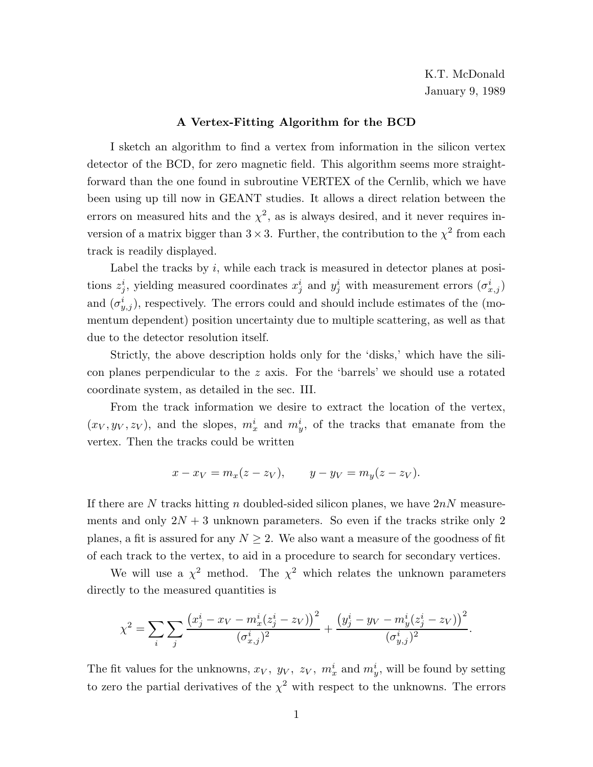K.T. McDonald
January 9, 1989

# A Vertex-Fitting Algorithm for the BCD

I sketch an algorithm to find a vertex from information in the silicon vertex detector of the BCD, for zero magnetic field. This algorithm seems more straightforward than the one found in subroutine VERTEX of the Cernlib, which we have been using up till now in GEANT studies. It allows a direct relation between the errors on measured hits and the $\chi^2$, as is always desired, and it never requires inversion of a matrix bigger than $3 \times 3$. Further, the contribution to the $\chi^2$ from each track is readily displayed.

Label the tracks by $i$, while each track is measured in detector planes at positions $z_j^i$, yielding measured coordinates $x_j^i$ and $y_j^i$ with measurement errors $(\sigma_{x,j}^i)$ and $(\sigma_{y,j}^i)$, respectively. The errors could and should include estimates of the (momentum dependent) position uncertainty due to multiple scattering, as well as that due to the detector resolution itself.

Strictly, the above description holds only for the 'disks,' which have the silicon planes perpendicular to the $z$ axis. For the 'barrels' we should use a rotated coordinate system, as detailed in the sec. III.

From the track information we desire to extract the location of the vertex, $(x_V, y_V, z_V)$, and the slopes, $m_x^i$ and $m_y^i$, of the tracks that emanate from the vertex. Then the tracks could be written

$$x - x_V = m_x(z - z_V), \qquad y - y_V = m_y(z - z_V).$$

If there are $N$ tracks hitting $n$ doubled-sided silicon planes, we have $2nN$ measurements and only $2N + 3$ unknown parameters. So even if the tracks strike only 2 planes, a fit is assured for any $N \geq 2$. We also want a measure of the goodness of fit of each track to the vertex, to aid in a procedure to search for secondary vertices.

We will use a $\chi^2$ method. The $\chi^2$ which relates the unknown parameters directly to the measured quantities is

$$\chi^2 = \sum_i \sum_j \frac{\left(x_j^i - x_V - m_x^i(z_j^i - z_V)\right)^2}{(\sigma_{x,j}^i)^2} + \frac{\left(y_j^i - y_V - m_y^i(z_j^i - z_V)\right)^2}{(\sigma_{y,j}^i)^2}.$$

The fit values for the unknowns, $x_V$, $y_V$, $z_V$, $m_x^i$ and $m_y^i$, will be found by setting to zero the partial derivatives of the $\chi^2$ with respect to the unknowns. The errors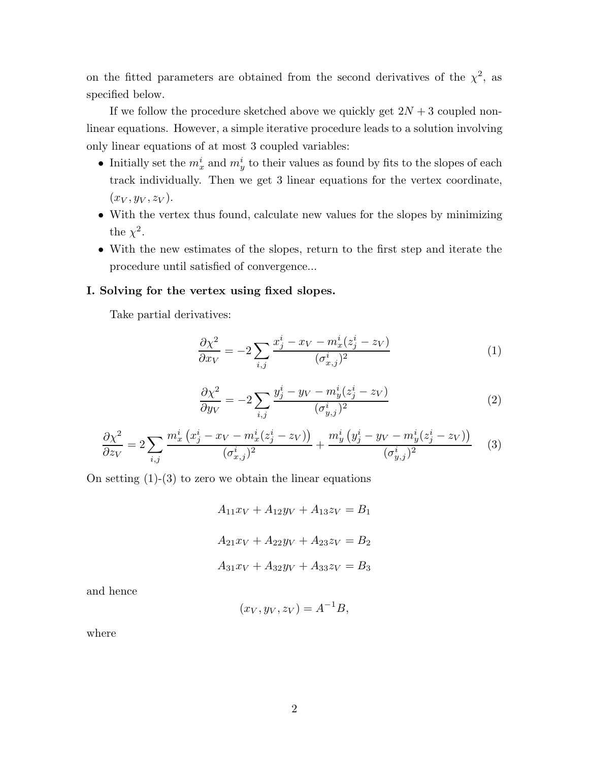on the fitted parameters are obtained from the second derivatives of the $\chi^2$, as specified below.

If we follow the procedure sketched above we quickly get $2N + 3$ coupled non-linear equations. However, a simple iterative procedure leads to a solution involving only linear equations of at most 3 coupled variables:

- Initially set the $m_x^i$ and $m_y^i$ to their values as found by fits to the slopes of each track individually. Then we get 3 linear equations for the vertex coordinate, $(x_V, y_V, z_V)$.
- With the vertex thus found, calculate new values for the slopes by minimizing the $\chi^2$.
- With the new estimates of the slopes, return to the first step and iterate the procedure until satisfied of convergence...

**I. Solving for the vertex using fixed slopes.**

Take partial derivatives:

$$\frac{\partial \chi^2}{\partial x_V} = -2 \sum_{i,j} \frac{x_j^i - x_V - m_x^i (z_j^i - z_V)}{(\sigma_{x,j}^i)^2} \tag{1}$$

$$\frac{\partial \chi^2}{\partial y_V} = -2 \sum_{i,j} \frac{y_j^i - y_V - m_y^i (z_j^i - z_V)}{(\sigma_{y,j}^i)^2} \tag{2}$$

$$\frac{\partial \chi^2}{\partial z_V} = 2 \sum_{i,j} \frac{m_x^i \left(x_j^i - x_V - m_x^i (z_j^i - z_V)\right)}{(\sigma_{x,j}^i)^2} + \frac{m_y^i \left(y_j^i - y_V - m_y^i (z_j^i - z_V)\right)}{(\sigma_{y,j}^i)^2} \tag{3}$$

On setting (1)-(3) to zero we obtain the linear equations

$$A_{11} x_V + A_{12} y_V + A_{13} z_V = B_1$$

$$A_{21} x_V + A_{22} y_V + A_{23} z_V = B_2$$

$$A_{31} x_V + A_{32} y_V + A_{33} z_V = B_3$$

and hence

$$(x_V, y_V, z_V) = A^{-1} B,$$

where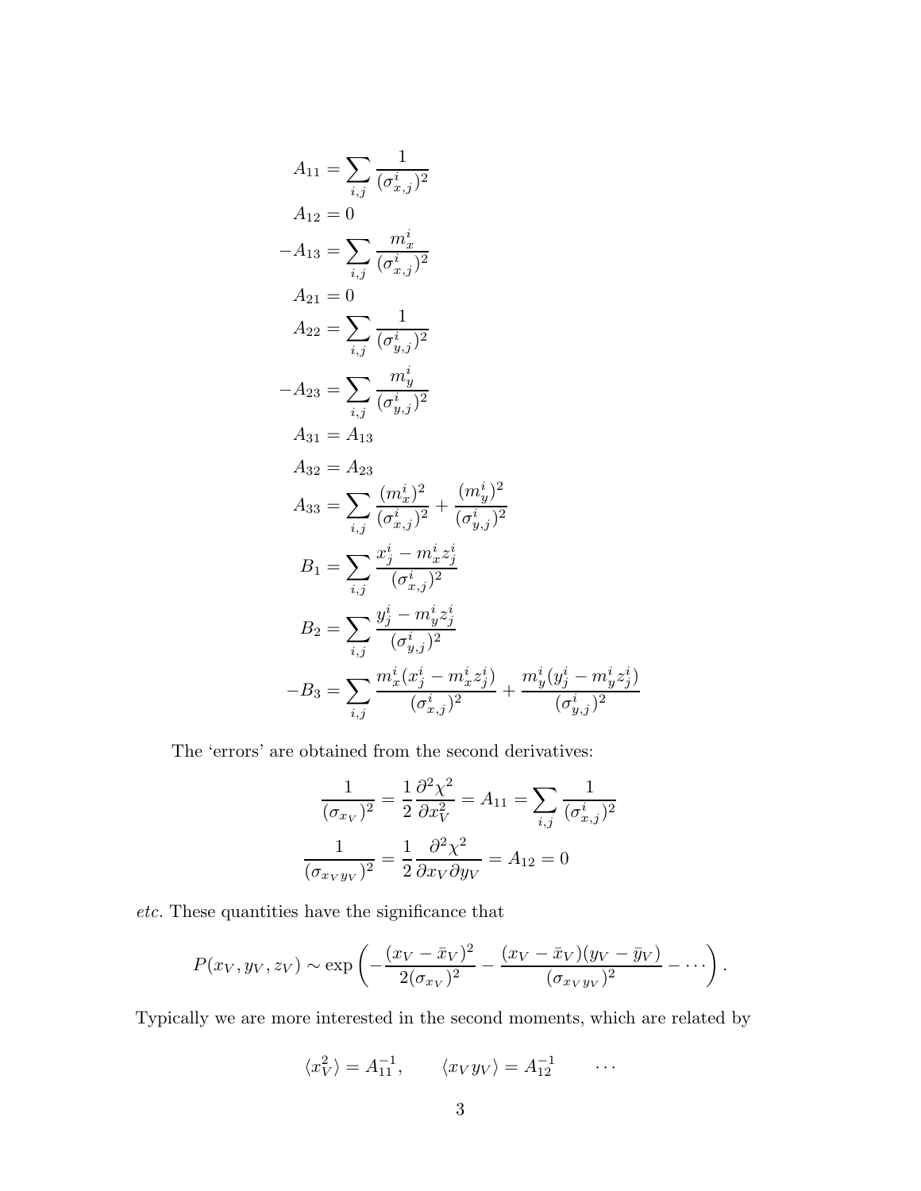$$
\begin{aligned}
A_{11} &= \sum_{i,j} \frac{1}{(\sigma^i_{x,j})^2} \\
A_{12} &= 0 \\
-A_{13} &= \sum_{i,j} \frac{m^i_x}{(\sigma^i_{x,j})^2} \\
A_{21} &= 0 \\
A_{22} &= \sum_{i,j} \frac{1}{(\sigma^i_{y,j})^2} \\
-A_{23} &= \sum_{i,j} \frac{m^i_y}{(\sigma^i_{y,j})^2} \\
A_{31} &= A_{13} \\
A_{32} &= A_{23} \\
A_{33} &= \sum_{i,j} \frac{(m^i_x)^2}{(\sigma^i_{x,j})^2} + \frac{(m^i_y)^2}{(\sigma^i_{y,j})^2} \\
B_1 &= \sum_{i,j} \frac{x^i_j - m^i_x z^i_j}{(\sigma^i_{x,j})^2} \\
B_2 &= \sum_{i,j} \frac{y^i_j - m^i_y z^i_j}{(\sigma^i_{y,j})^2} \\
-B_3 &= \sum_{i,j} \frac{m^i_x (x^i_j - m^i_x z^i_j)}{(\sigma^i_{x,j})^2} + \frac{m^i_y (y^i_j - m^i_y z^i_j)}{(\sigma^i_{y,j})^2}
\end{aligned}
$$

The 'errors' are obtained from the second derivatives:

$$
\frac{1}{(\sigma_{x_V})^2} = \frac{1}{2}\frac{\partial^2 \chi^2}{\partial x_V^2} = A_{11} = \sum_{i,j} \frac{1}{(\sigma^i_{x,j})^2}
$$

$$
\frac{1}{(\sigma_{x_V y_V})^2} = \frac{1}{2}\frac{\partial^2 \chi^2}{\partial x_V \partial y_V} = A_{12} = 0
$$

*etc.* These quantities have the significance that

$$
P(x_V, y_V, z_V) \sim \exp\left( -\frac{(x_V - \bar{x}_V)^2}{2(\sigma_{x_V})^2} - \frac{(x_V - \bar{x}_V)(y_V - \bar{y}_V)}{(\sigma_{x_V y_V})^2} - \cdots \right).
$$

Typically we are more interested in the second moments, which are related by

$$
\langle x_V^2 \rangle = A^{-1}_{11}, \qquad \langle x_V y_V \rangle = A^{-1}_{12} \qquad \cdots
$$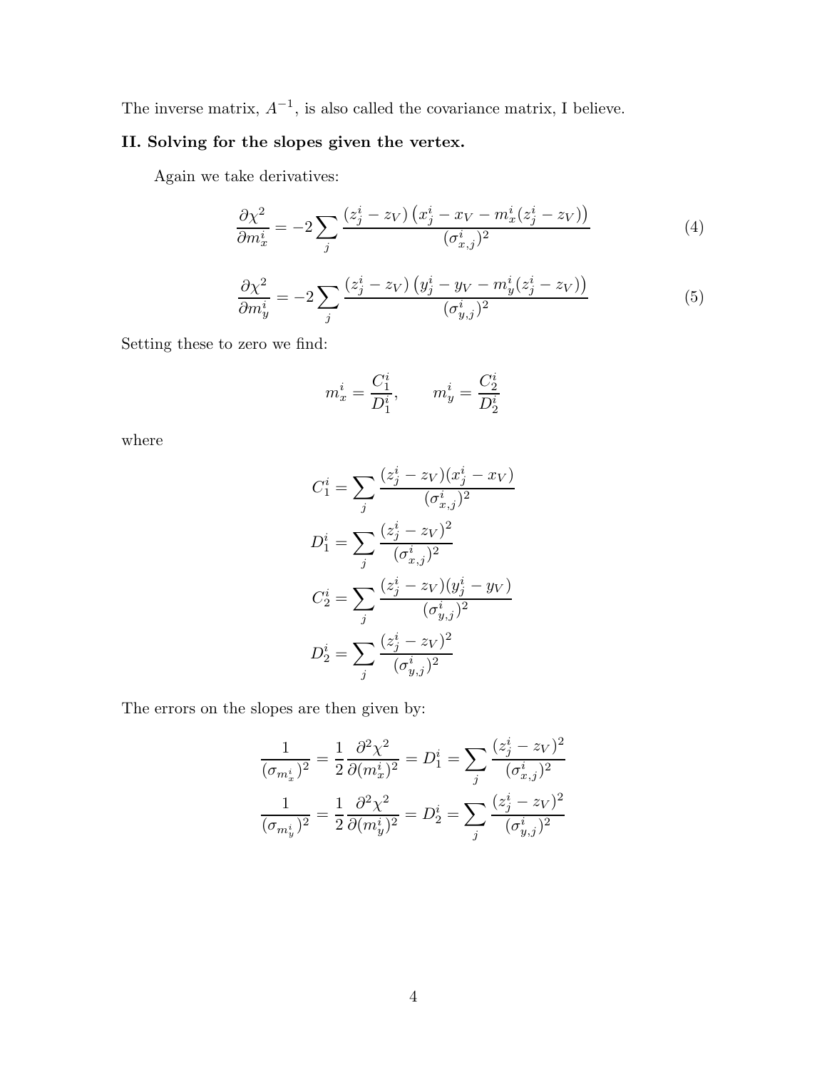The inverse matrix, $A^{-1}$, is also called the covariance matrix, I believe.

### II. Solving for the slopes given the vertex.

Again we take derivatives:

$$\frac{\partial \chi^2}{\partial m_x^i} = -2 \sum_j \frac{(z_j^i - z_V)\left(x_j^i - x_V - m_x^i(z_j^i - z_V)\right)}{(\sigma_{x,j}^i)^2} \tag{4}$$

$$\frac{\partial \chi^2}{\partial m_y^i} = -2 \sum_j \frac{(z_j^i - z_V)\left(y_j^i - y_V - m_y^i(z_j^i - z_V)\right)}{(\sigma_{y,j}^i)^2} \tag{5}$$

Setting these to zero we find:

$$m_x^i = \frac{C_1^i}{D_1^i}, \qquad m_y^i = \frac{C_2^i}{D_2^i}$$

where

$$C_1^i = \sum_j \frac{(z_j^i - z_V)(x_j^i - x_V)}{(\sigma_{x,j}^i)^2}$$

$$D_1^i = \sum_j \frac{(z_j^i - z_V)^2}{(\sigma_{x,j}^i)^2}$$

$$C_2^i = \sum_j \frac{(z_j^i - z_V)(y_j^i - y_V)}{(\sigma_{y,j}^i)^2}$$

$$D_2^i = \sum_j \frac{(z_j^i - z_V)^2}{(\sigma_{y,j}^i)^2}$$

The errors on the slopes are then given by:

$$\frac{1}{(\sigma_{m_x^i})^2} = \frac{1}{2}\frac{\partial^2 \chi^2}{\partial (m_x^i)^2} = D_1^i = \sum_j \frac{(z_j^i - z_V)^2}{(\sigma_{x,j}^i)^2}$$

$$\frac{1}{(\sigma_{m_y^i})^2} = \frac{1}{2}\frac{\partial^2 \chi^2}{\partial (m_y^i)^2} = D_2^i = \sum_j \frac{(z_j^i - z_V)^2}{(\sigma_{y,j}^i)^2}$$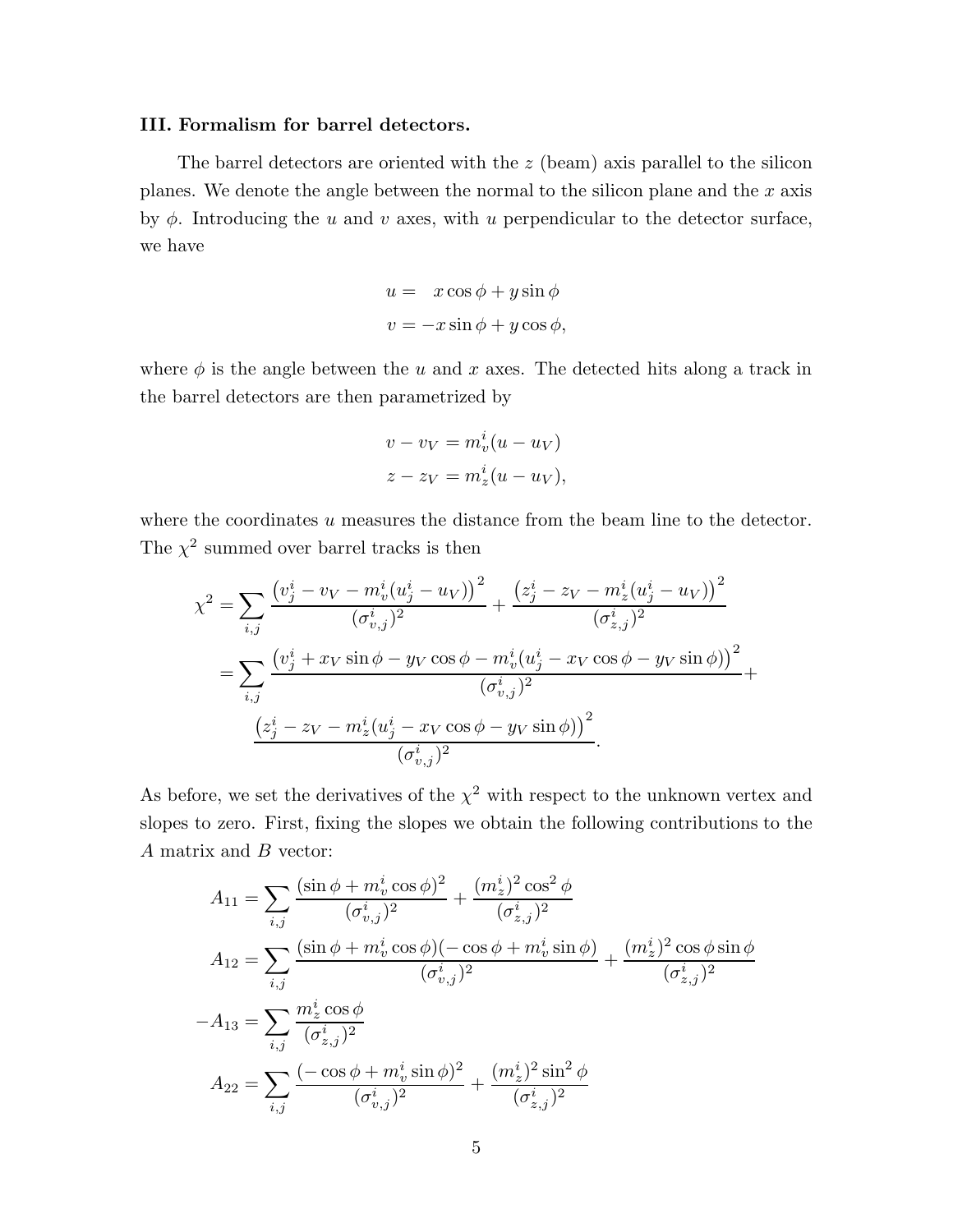### III. Formalism for barrel detectors.

The barrel detectors are oriented with the $z$ (beam) axis parallel to the silicon planes. We denote the angle between the normal to the silicon plane and the $x$ axis by $\phi$. Introducing the $u$ and $v$ axes, with $u$ perpendicular to the detector surface, we have

$$
\begin{aligned}
u &= \quad x\cos\phi + y\sin\phi \\
v &= -x\sin\phi + y\cos\phi,
\end{aligned}
$$

where $\phi$ is the angle between the $u$ and $x$ axes. The detected hits along a track in the barrel detectors are then parametrized by

$$
\begin{aligned}
v - v_V &= m_v^i(u - u_V) \\
z - z_V &= m_z^i(u - u_V),
\end{aligned}
$$

where the coordinates $u$ measures the distance from the beam line to the detector. The $\chi^2$ summed over barrel tracks is then

$$
\begin{aligned}
\chi^2 &= \sum_{i,j} \frac{\left(v_j^i - v_V - m_v^i(u_j^i - u_V)\right)^2}{(\sigma_{v,j}^i)^2} + \frac{\left(z_j^i - z_V - m_z^i(u_j^i - u_V)\right)^2}{(\sigma_{z,j}^i)^2} \\
&= \sum_{i,j} \frac{\left(v_j^i + x_V\sin\phi - y_V\cos\phi - m_v^i(u_j^i - x_V\cos\phi - y_V\sin\phi)\right)^2}{(\sigma_{v,j}^i)^2} + \\
&\quad \frac{\left(z_j^i - z_V - m_z^i(u_j^i - x_V\cos\phi - y_V\sin\phi)\right)^2}{(\sigma_{v,j}^i)^2}.
\end{aligned}
$$

As before, we set the derivatives of the $\chi^2$ with respect to the unknown vertex and slopes to zero. First, fixing the slopes we obtain the following contributions to the $A$ matrix and $B$ vector:

$$
\begin{aligned}
A_{11} &= \sum_{i,j} \frac{(\sin\phi + m_v^i\cos\phi)^2}{(\sigma_{v,j}^i)^2} + \frac{(m_z^i)^2\cos^2\phi}{(\sigma_{z,j}^i)^2} \\
A_{12} &= \sum_{i,j} \frac{(\sin\phi + m_v^i\cos\phi)(-\cos\phi + m_v^i\sin\phi)}{(\sigma_{v,j}^i)^2} + \frac{(m_z^i)^2\cos\phi\sin\phi}{(\sigma_{z,j}^i)^2} \\
-A_{13} &= \sum_{i,j} \frac{m_z^i\cos\phi}{(\sigma_{z,j}^i)^2} \\
A_{22} &= \sum_{i,j} \frac{(-\cos\phi + m_v^i\sin\phi)^2}{(\sigma_{v,j}^i)^2} + \frac{(m_z^i)^2\sin^2\phi}{(\sigma_{z,j}^i)^2}
\end{aligned}
$$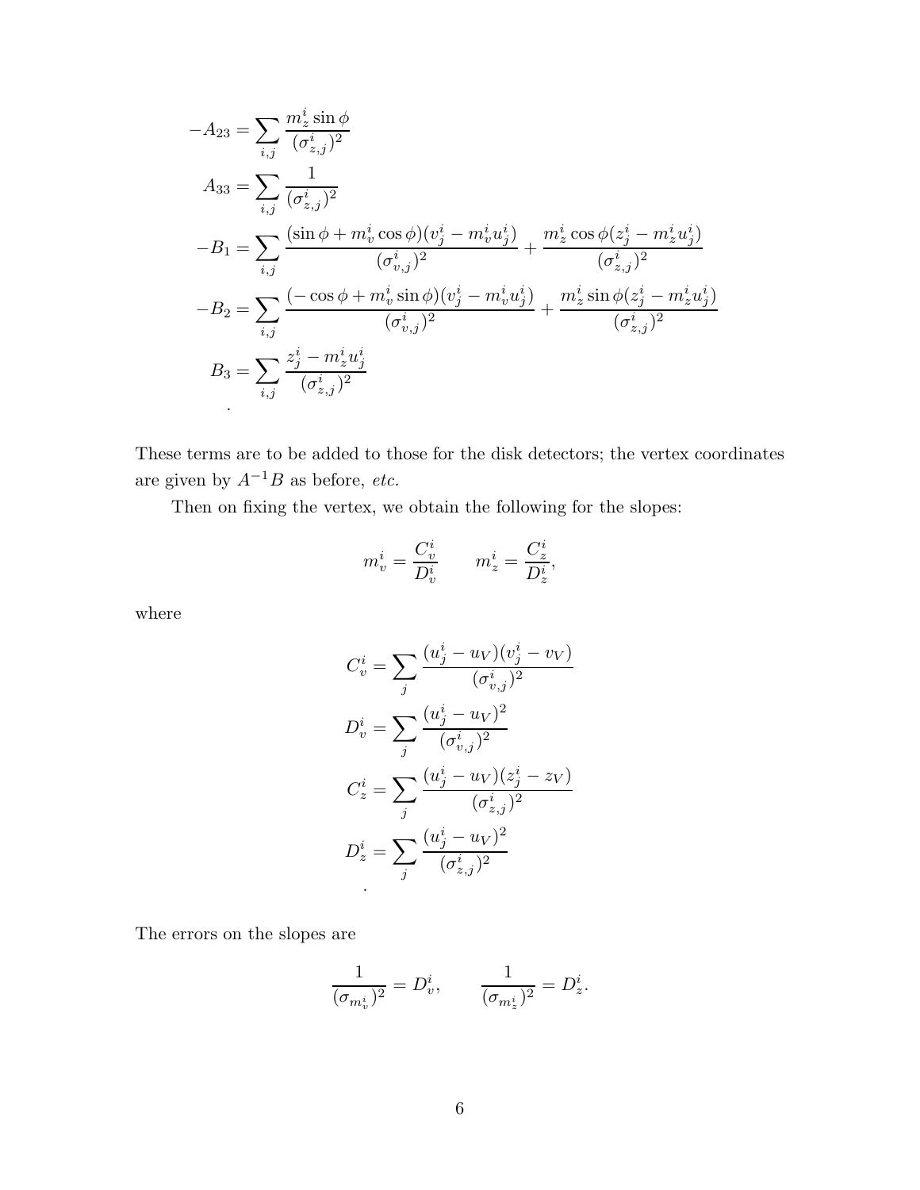$$
\begin{aligned}
-A_{23} &= \sum_{i,j} \frac{m_z^i \sin\phi}{(\sigma_{z,j}^i)^2} \\
A_{33} &= \sum_{i,j} \frac{1}{(\sigma_{z,j}^i)^2} \\
-B_1 &= \sum_{i,j} \frac{(\sin\phi + m_v^i \cos\phi)(v_j^i - m_v^i u_j^i)}{(\sigma_{v,j}^i)^2} + \frac{m_z^i \cos\phi (z_j^i - m_z^i u_j^i)}{(\sigma_{z,j}^i)^2} \\
-B_2 &= \sum_{i,j} \frac{(-\cos\phi + m_v^i \sin\phi)(v_j^i - m_v^i u_j^i)}{(\sigma_{v,j}^i)^2} + \frac{m_z^i \sin\phi (z_j^i - m_z^i u_j^i)}{(\sigma_{z,j}^i)^2} \\
B_3 &= \sum_{i,j} \frac{z_j^i - m_z^i u_j^i}{(\sigma_{z,j}^i)^2} \\
&.
\end{aligned}
$$

These terms are to be added to those for the disk detectors; the vertex coordinates are given by $A^{-1}B$ as before, *etc.*

Then on fixing the vertex, we obtain the following for the slopes:

$$
m_v^i = \frac{C_v^i}{D_v^i} \qquad m_z^i = \frac{C_z^i}{D_z^i},
$$

where

$$
\begin{aligned}
C_v^i &= \sum_j \frac{(u_j^i - u_V)(v_j^i - v_V)}{(\sigma_{v,j}^i)^2} \\
D_v^i &= \sum_j \frac{(u_j^i - u_V)^2}{(\sigma_{v,j}^i)^2} \\
C_z^i &= \sum_j \frac{(u_j^i - u_V)(z_j^i - z_V)}{(\sigma_{z,j}^i)^2} \\
D_z^i &= \sum_j \frac{(u_j^i - u_V)^2}{(\sigma_{z,j}^i)^2} \\
&.
\end{aligned}
$$

The errors on the slopes are

$$
\frac{1}{(\sigma_{m_v^i})^2} = D_v^i, \qquad \frac{1}{(\sigma_{m_z^i})^2} = D_z^i.
$$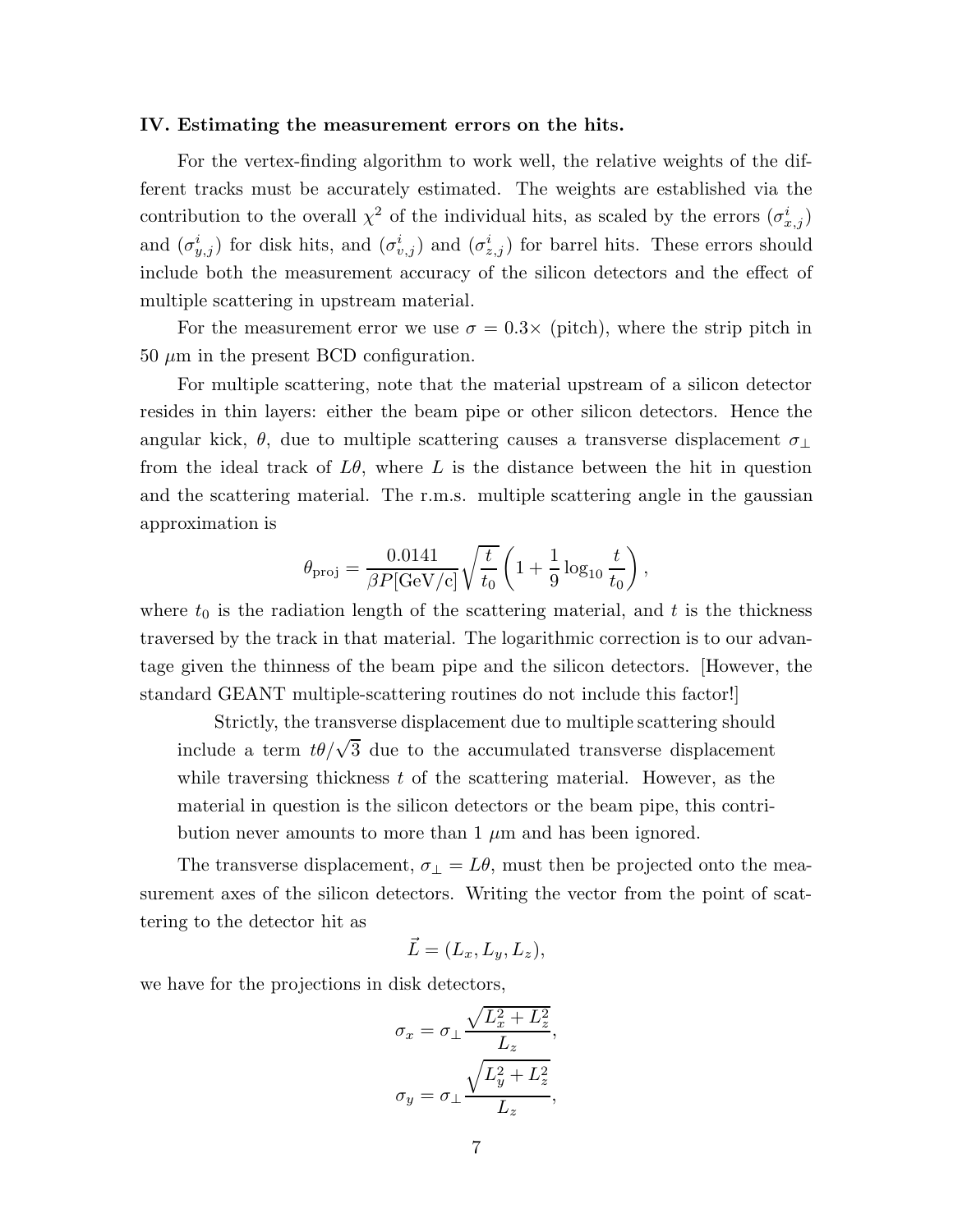### IV. Estimating the measurement errors on the hits.

For the vertex-finding algorithm to work well, the relative weights of the different tracks must be accurately estimated. The weights are established via the contribution to the overall $\chi^2$ of the individual hits, as scaled by the errors ($\sigma^i_{x,j}$) and ($\sigma^i_{y,j}$) for disk hits, and ($\sigma^i_{v,j}$) and ($\sigma^i_{z,j}$) for barrel hits. These errors should include both the measurement accuracy of the silicon detectors and the effect of multiple scattering in upstream material.

For the measurement error we use $\sigma = 0.3\times$ (pitch), where the strip pitch in 50 $\mu$m in the present BCD configuration.

For multiple scattering, note that the material upstream of a silicon detector resides in thin layers: either the beam pipe or other silicon detectors. Hence the angular kick, $\theta$, due to multiple scattering causes a transverse displacement $\sigma_\perp$ from the ideal track of $L\theta$, where $L$ is the distance between the hit in question and the scattering material. The r.m.s. multiple scattering angle in the gaussian approximation is

$$\theta_{\rm proj} = \frac{0.0141}{\beta P[\mathrm{GeV/c}]}\sqrt{\frac{t}{t_0}}\left(1 + \frac{1}{9}\log_{10}\frac{t}{t_0}\right),$$

where $t_0$ is the radiation length of the scattering material, and $t$ is the thickness traversed by the track in that material. The logarithmic correction is to our advantage given the thinness of the beam pipe and the silicon detectors. [However, the standard GEANT multiple-scattering routines do not include this factor!]

> Strictly, the transverse displacement due to multiple scattering should include a term $t\theta/\sqrt{3}$ due to the accumulated transverse displacement while traversing thickness $t$ of the scattering material. However, as the material in question is the silicon detectors or the beam pipe, this contribution never amounts to more than 1 $\mu$m and has been ignored.

The transverse displacement, $\sigma_\perp = L\theta$, must then be projected onto the measurement axes of the silicon detectors. Writing the vector from the point of scattering to the detector hit as

$$\vec{L} = (L_x, L_y, L_z),$$

we have for the projections in disk detectors,

$$\sigma_x = \sigma_\perp \frac{\sqrt{L_x^2 + L_z^2}}{L_z},$$

$$\sigma_y = \sigma_\perp \frac{\sqrt{L_y^2 + L_z^2}}{L_z},$$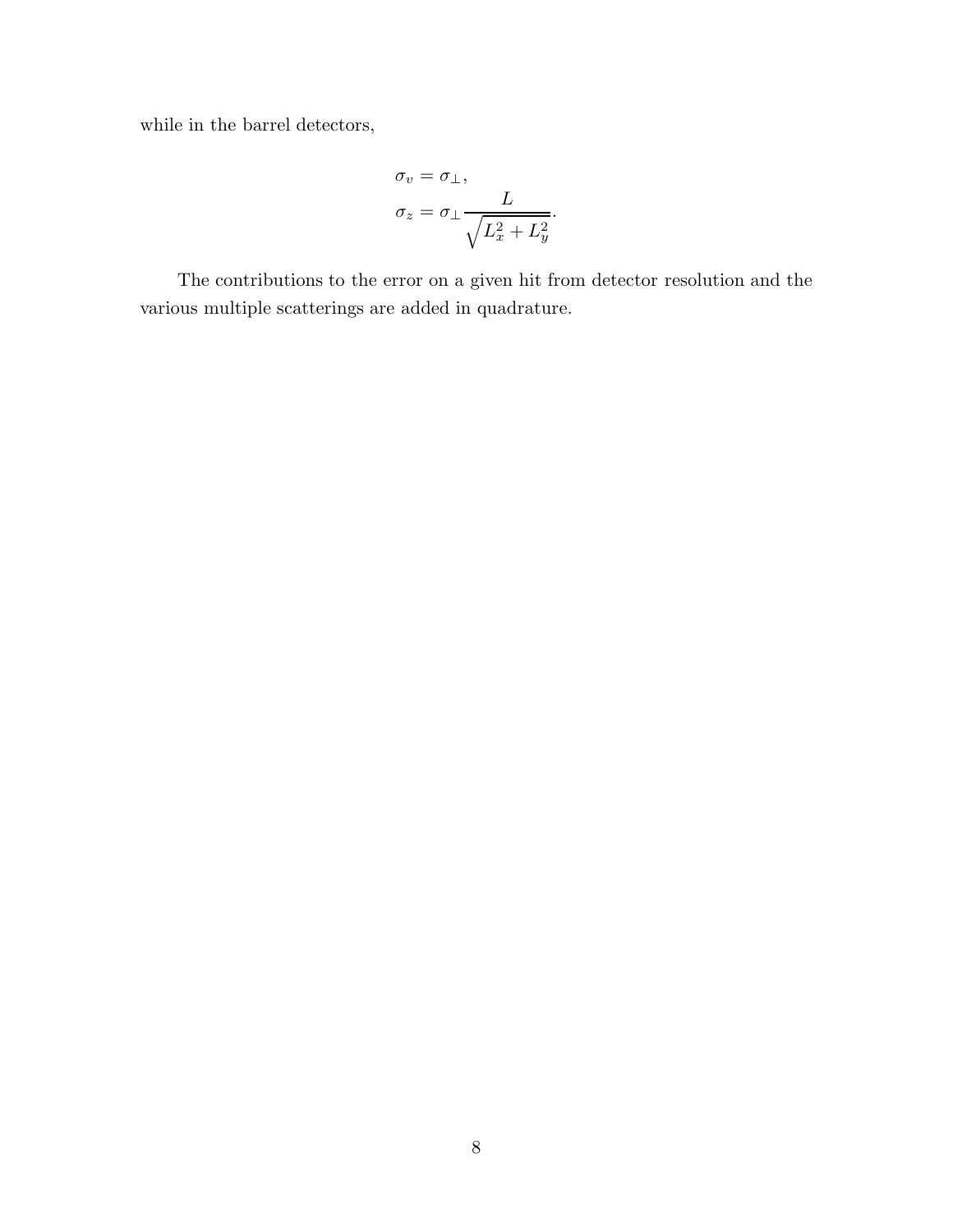while in the barrel detectors,

$$
\begin{aligned}
\sigma_v &= \sigma_\perp, \\
\sigma_z &= \sigma_\perp \frac{L}{\sqrt{L_x^2 + L_y^2}}.
\end{aligned}
$$

The contributions to the error on a given hit from detector resolution and the various multiple scatterings are added in quadrature.